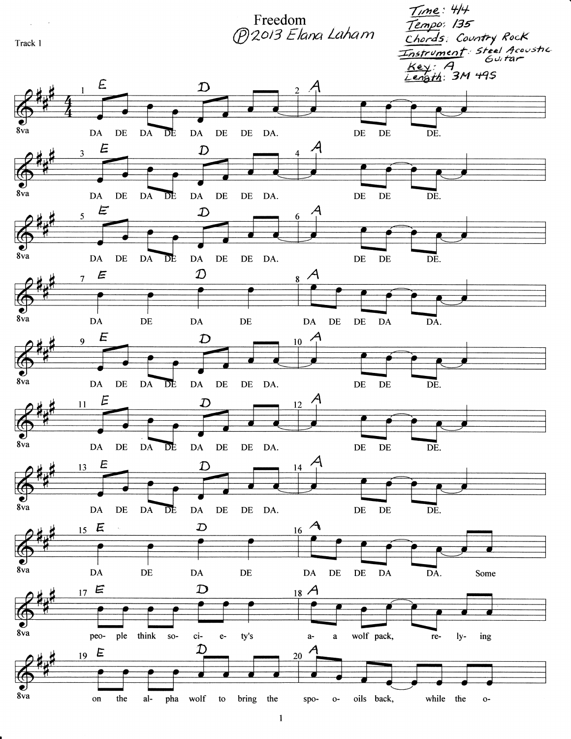# Freedom

℗2013 Elana Laham

Track 1

Time: 4/4
Tempo: 135
Chords: Country Rock
Instrument: Steel Acoustic Guitar
Key: A
Length: 3M 49S

1 E D 2 A
DA DE DA DE DA DE DE DA. DE DE DE.

3 E D 4 A
DA DE DA DE DA DE DE DA. DE DE DE.

5 E D 6 A
DA DE DA DE DA DE DE DA. DE DE DE.

7 E D 8 A
DA DE DA DE DA DE DE DA DA.

9 E D 10 A
DA DE DA DE DA DE DE DA. DE DE DE.

11 E D 12 A
DA DE DA DE DA DE DE DA. DE DE DE.

13 E D 14 A
DA DE DA DE DA DE DE DA. DE DE DE.

15 E D 16 A
DA DE DA DE DA DE DE DA DA. Some

17 E D 18 A
peo- ple think so- ci- e- ty's a- a wolf pack, re- ly- ing

19 E D 20 A
on the al- pha wolf to bring the spo- o- oils back, while the o-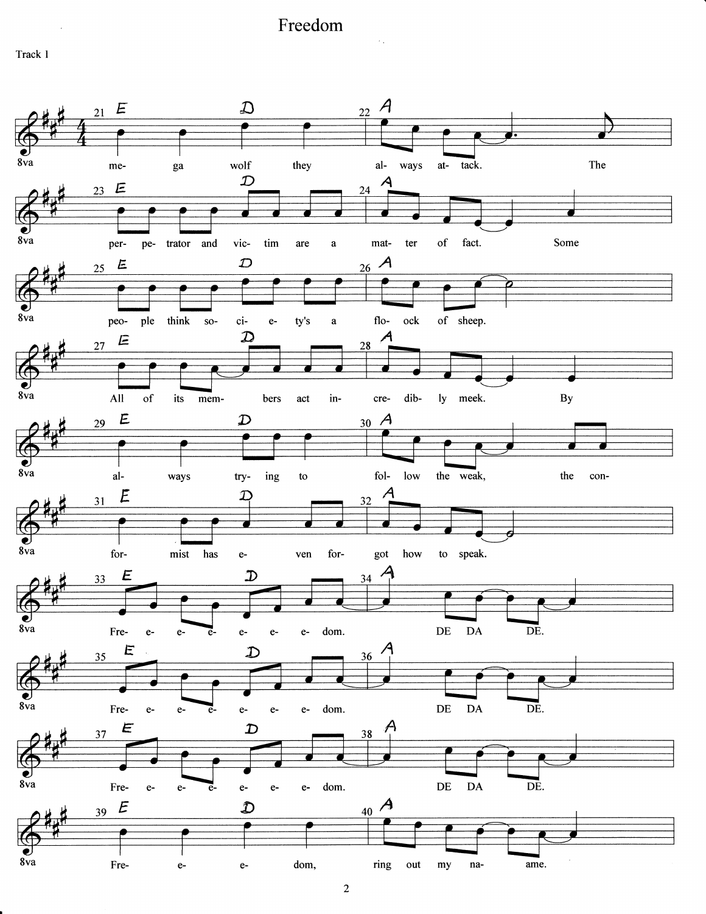# Freedom

Track 1

| Measure | Chords | Lyrics |
|---|---|---|
| 21 | E, D | me- ga wolf they |
| 22 | A | al- ways at- tack. The |
| 23 | E, D | per- pe- trator and vic- tim are a |
| 24 | A | mat- ter of fact. Some |
| 25 | E, D | peo- ple think so- ci- e- ty's a |
| 26 | A | flo- ock of sheep. |
| 27 | E, D | All of its mem- bers act in- |
| 28 | A | cre- dib- ly meek. By |
| 29 | E, D | al- ways try- ing to |
| 30 | A | fol- low the weak, the con- |
| 31 | E, D | for- mist has e- ven for- |
| 32 | A | got how to speak. |
| 33 | E, D | Fre- e- e- e- e- e- e- dom. |
| 34 | A | DE DA DE. |
| 35 | E, D | Fre- e- e- e- e- e- e- dom. |
| 36 | A | DE DA DE. |
| 37 | E, D | Fre- e- e- e- e- e- e- dom. |
| 38 | A | DE DA DE. |
| 39 | E, D | Fre- e- e- dom, |
| 40 | A | ring out my na- ame. |

8va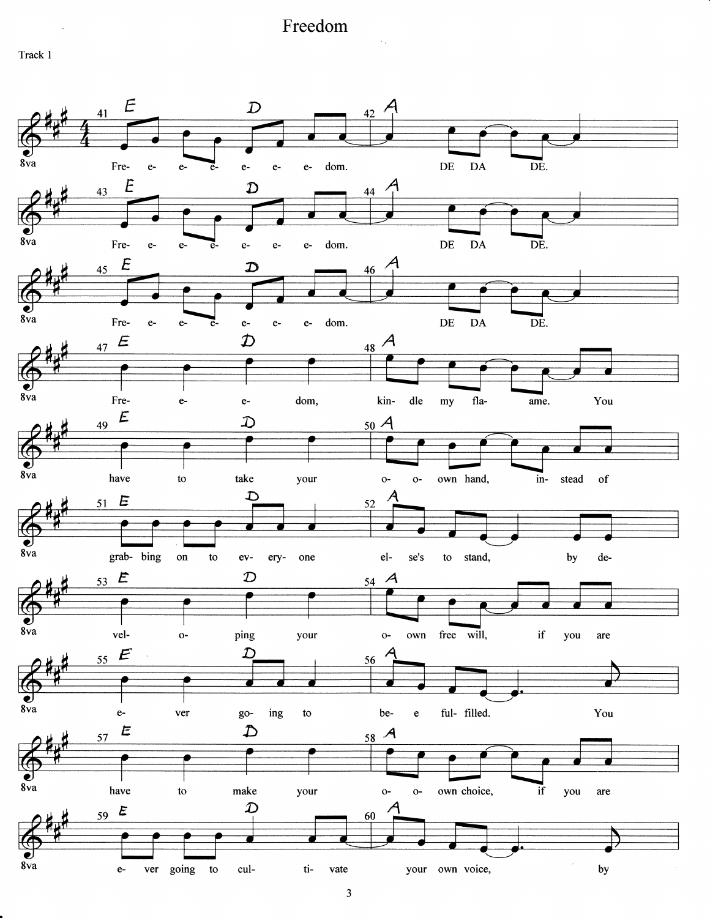# Freedom

Track 1

41 E D 42 A

Fre- e- e- e- e- e- e- dom. DE DA DE.

43 E D 44 A

Fre- e- e- e- e- e- e- dom. DE DA DE.

45 E D 46 A

Fre- e- e- e- e- e- e- dom. DE DA DE.

47 E D 48 A

Fre- e- e- dom, kin- dle my fla- ame. You

49 E D 50 A

have to take your o- o- own hand, in- stead of

51 E D 52 A

grab- bing on to ev- ery- one el- se's to stand, by de-

53 E D 54 A

vel- o- ping your o- own free will, if you are

55 E D 56 A

e- ver go- ing to be- e ful- filled. You

57 E D 58 A

have to make your o- o- own choice, if you are

59 E D 60 A

e- ver going to cul- ti- vate your own voice, by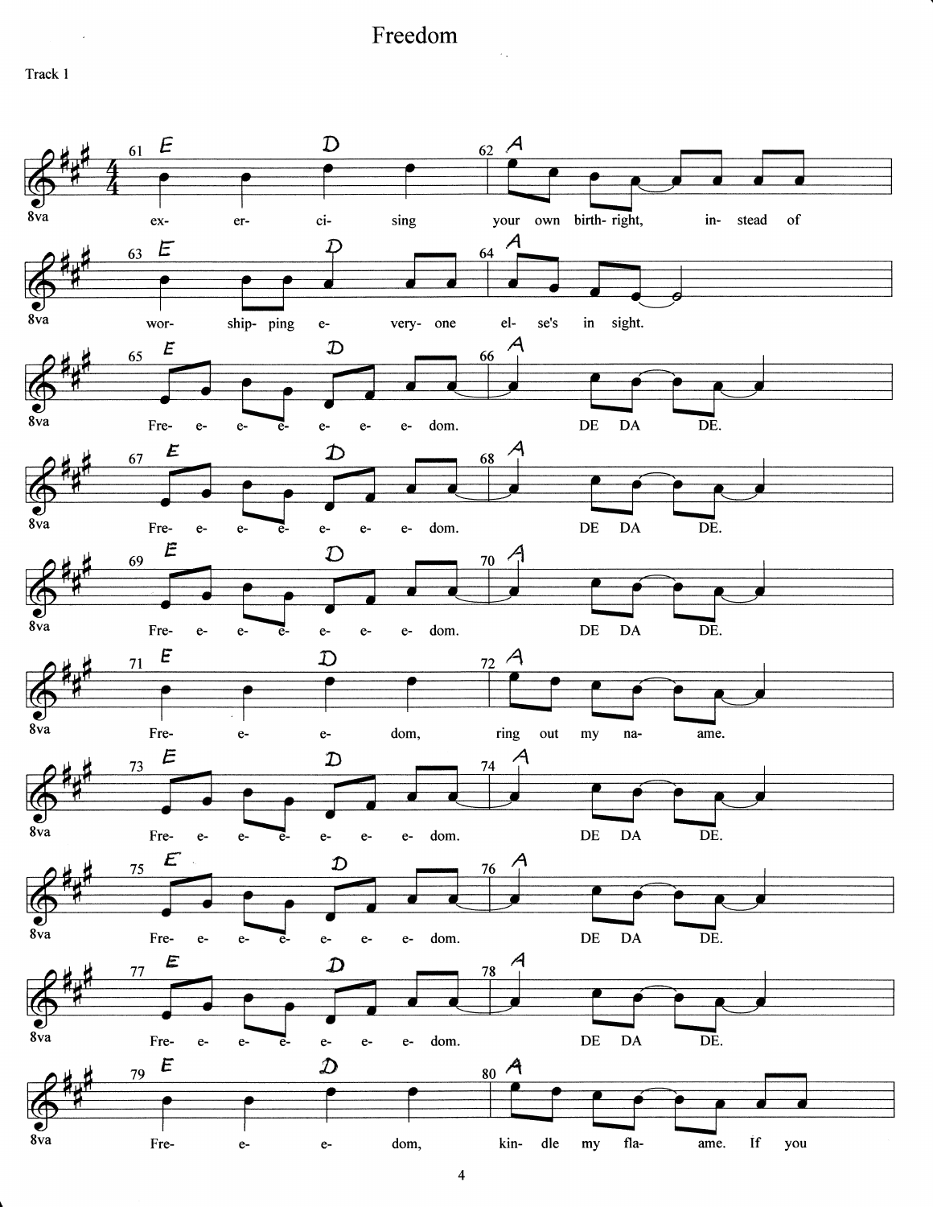# Freedom

Track 1

61 E D 62 A

ex- er- ci- sing your own birth- right, in- stead of

63 E D 64 A

wor- ship- ping e- very- one el- se's in sight.

65 E D 66 A

Fre- e- e- e- e- e- e- dom. DE DA DE.

67 E D 68 A

Fre- e- e- e- e- e- e- dom. DE DA DE.

69 E D 70 A

Fre- e- e- e- e- e- e- dom. DE DA DE.

71 E D 72 A

Fre- e- e- dom, ring out my na- ame.

73 E D 74 A

Fre- e- e- e- e- e- e- dom. DE DA DE.

75 E D 76 A

Fre- e- e- e- e- e- e- dom. DE DA DE.

77 E D 78 A

Fre- e- e- e- e- e- e- dom. DE DA DE.

79 E D 80 A

Fre- e- e- dom, kin- dle my fla- ame. If you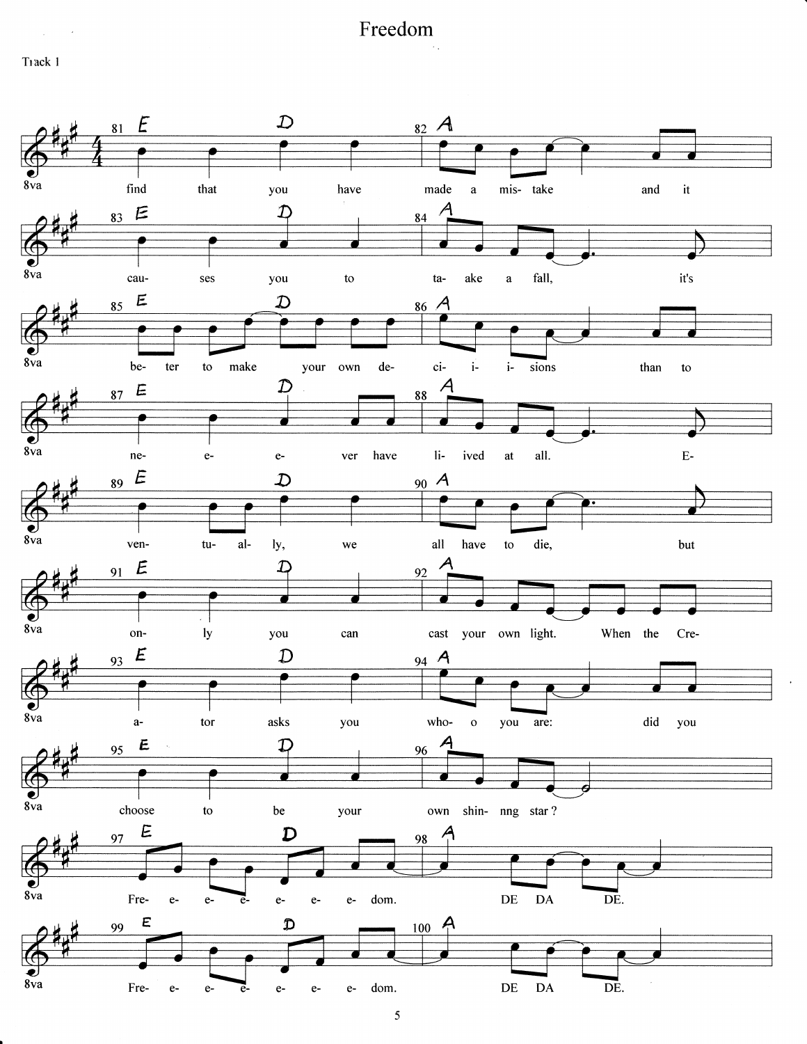# Freedom

Track 1

81 E D 82 A

find that you have made a mis- take and it

83 E D 84 A

cau- ses you to ta- ake a fall, it's

85 E D 86 A

be- ter to make your own de- ci- i- i- sions than to

87 E D 88 A

ne- e- e- ver have li- ived at all. E-

89 E D 90 A

ven- tu- al- ly, we all have to die, but

91 E D 92 A

on- ly you can cast your own light. When the Cre-

93 E D 94 A

a- tor asks you who- o you are: did you

95 E D 96 A

choose to be your own shin- nng star ?

97 E D 98 A

Fre- e- e- e- e- e- e- dom. DE DA DE.

99 E D 100 A

Fre- e- e- e- e- e- e- dom. DE DA DE.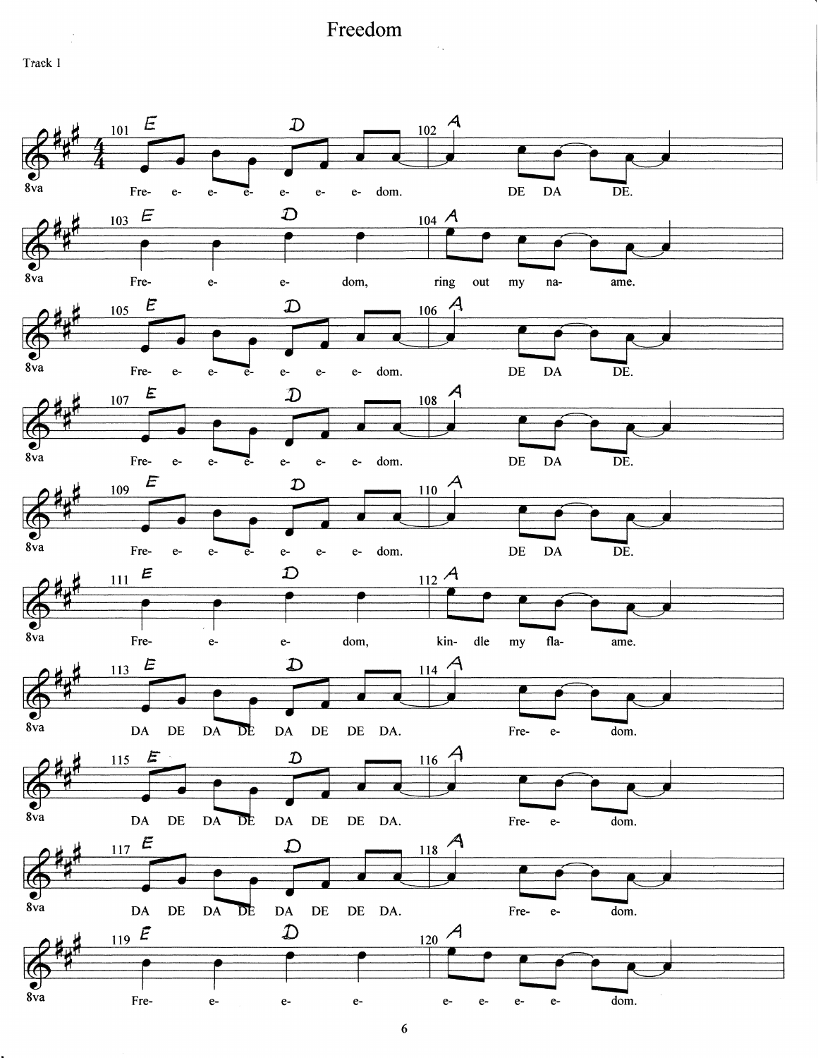# Freedom

Track 1

101 E D 102 A

Fre- e- e- e- e- e- e- dom. DE DA DE.

103 E D 104 A

Fre- e- e- dom, ring out my na- ame.

105 E D 106 A

Fre- e- e- e- e- e- e- dom. DE DA DE.

107 E D 108 A

Fre- e- e- e- e- e- e- dom. DE DA DE.

109 E D 110 A

Fre- e- e- e- e- e- e- dom. DE DA DE.

111 E D 112 A

Fre- e- e- dom, kin- dle my fla- ame.

113 E D 114 A

DA DE DA DE DA DE DE DA. Fre- e- dom.

115 E D 116 A

DA DE DA DE DA DE DE DA. Fre- e- dom.

117 E D 118 A

DA DE DA DE DA DE DE DA. Fre- e- dom.

119 E D 120 A

Fre- e- e- e- e- e- e- e- dom.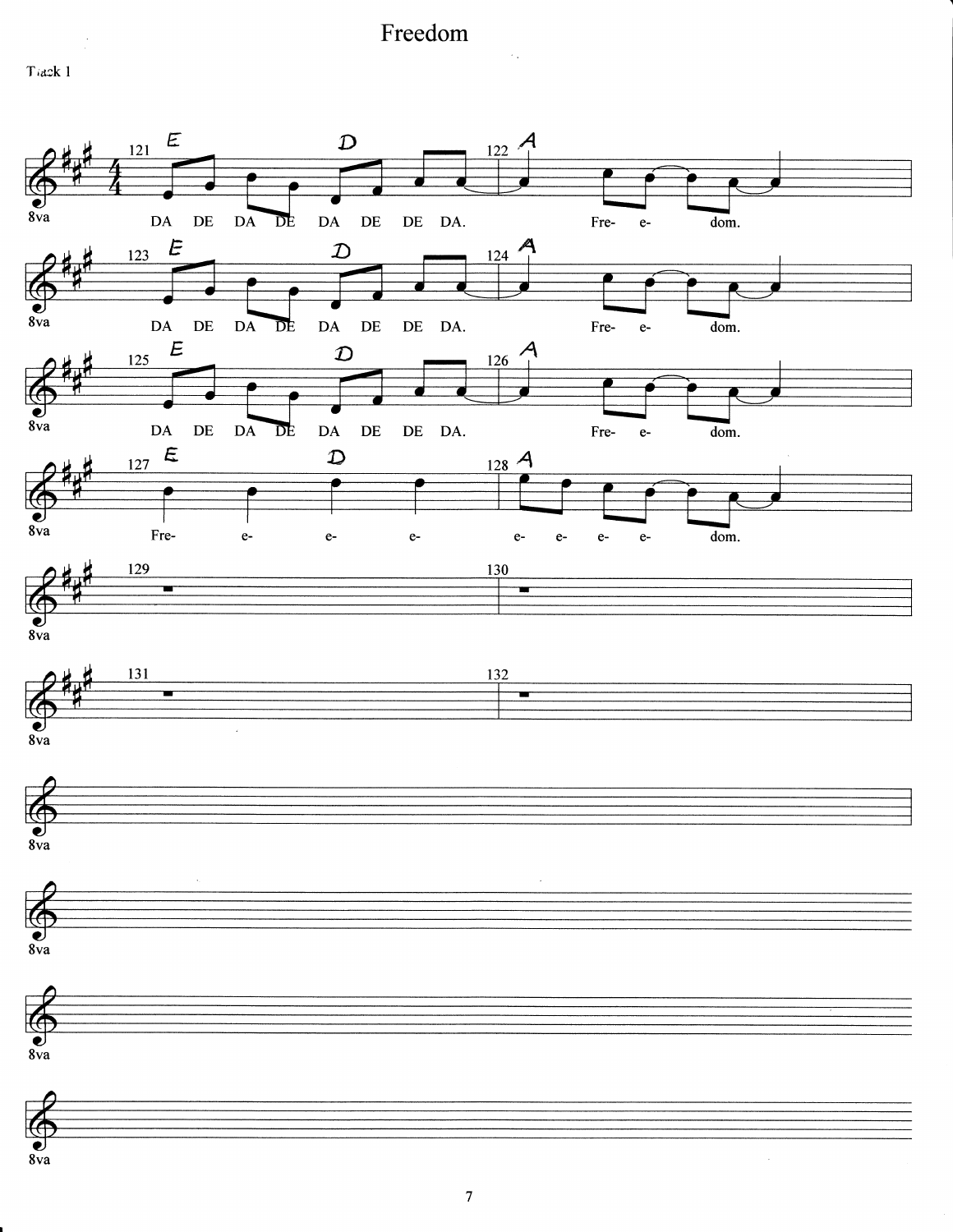# Freedom

Track 1

121 E D 122 A

DA DE DA DE DA DE DE DA. Fre- e- dom.

123 E D 124 A

DA DE DA DE DA DE DE DA. Fre- e- dom.

125 E D 126 A

DA DE DA DE DA DE DE DA. Fre- e- dom.

127 E D 128 A

Fre- e- e- e- e- e- e- e- dom.

129

130

131

132